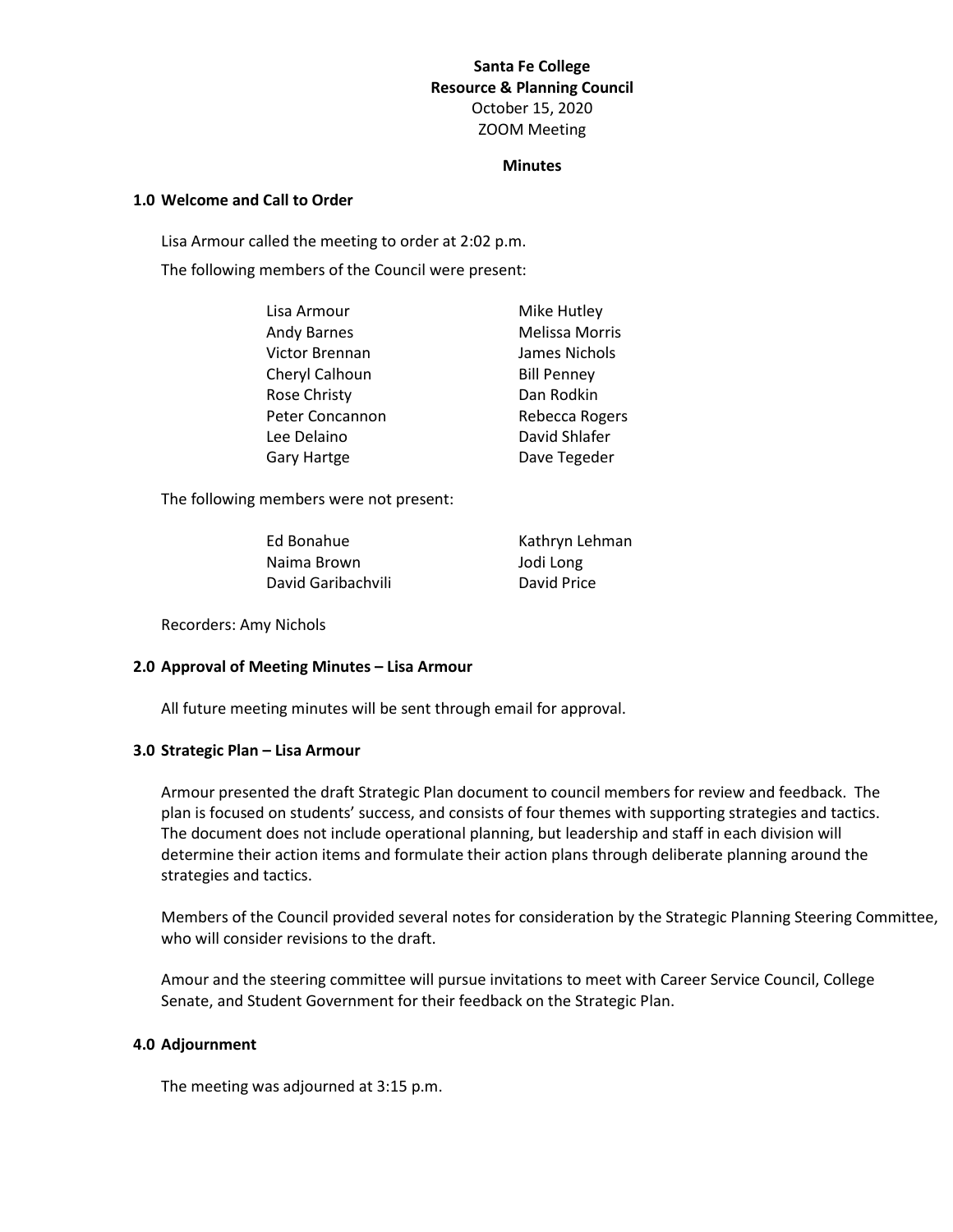**Santa Fe College**
**Resource & Planning Council**
October 15, 2020
ZOOM Meeting

**Minutes**

## 1.0 Welcome and Call to Order

Lisa Armour called the meeting to order at 2:02 p.m.

The following members of the Council were present:

| | |
|---|---|
| Lisa Armour | Mike Hutley |
| Andy Barnes | Melissa Morris |
| Victor Brennan | James Nichols |
| Cheryl Calhoun | Bill Penney |
| Rose Christy | Dan Rodkin |
| Peter Concannon | Rebecca Rogers |
| Lee Delaino | David Shlafer |
| Gary Hartge | Dave Tegeder |

The following members were not present:

| | |
|---|---|
| Ed Bonahue | Kathryn Lehman |
| Naima Brown | Jodi Long |
| David Garibachvili | David Price |

Recorders: Amy Nichols

## 2.0 Approval of Meeting Minutes – Lisa Armour

All future meeting minutes will be sent through email for approval.

## 3.0 Strategic Plan – Lisa Armour

Armour presented the draft Strategic Plan document to council members for review and feedback. The plan is focused on students' success, and consists of four themes with supporting strategies and tactics. The document does not include operational planning, but leadership and staff in each division will determine their action items and formulate their action plans through deliberate planning around the strategies and tactics.

Members of the Council provided several notes for consideration by the Strategic Planning Steering Committee, who will consider revisions to the draft.

Amour and the steering committee will pursue invitations to meet with Career Service Council, College Senate, and Student Government for their feedback on the Strategic Plan.

## 4.0 Adjournment

The meeting was adjourned at 3:15 p.m.